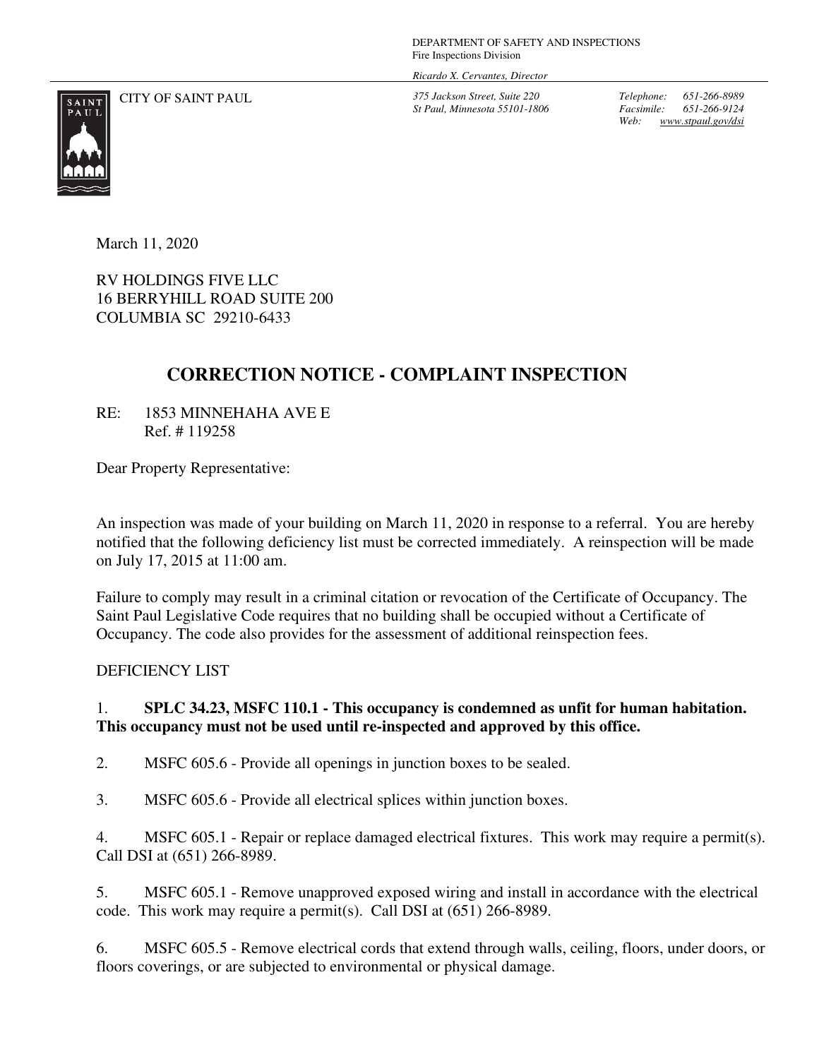DEPARTMENT OF SAFETY AND INSPECTIONS
Fire Inspections Division

*Ricardo X. Cervantes, Director*

CITY OF SAINT PAUL

*375 Jackson Street, Suite 220*
*St Paul, Minnesota 55101-1806*

*Telephone: 651-266-8989*
*Facsimile: 651-266-9124*
*Web: www.stpaul.gov/dsi*

March 11, 2020

RV HOLDINGS FIVE LLC
16 BERRYHILL ROAD SUITE 200
COLUMBIA SC 29210-6433

## CORRECTION NOTICE - COMPLAINT INSPECTION

RE: 1853 MINNEHAHA AVE E
Ref. # 119258

Dear Property Representative:

An inspection was made of your building on March 11, 2020 in response to a referral. You are hereby notified that the following deficiency list must be corrected immediately. A reinspection will be made on July 17, 2015 at 11:00 am.

Failure to comply may result in a criminal citation or revocation of the Certificate of Occupancy. The Saint Paul Legislative Code requires that no building shall be occupied without a Certificate of Occupancy. The code also provides for the assessment of additional reinspection fees.

DEFICIENCY LIST

1. **SPLC 34.23, MSFC 110.1 - This occupancy is condemned as unfit for human habitation. This occupancy must not be used until re-inspected and approved by this office.**

2. MSFC 605.6 - Provide all openings in junction boxes to be sealed.

3. MSFC 605.6 - Provide all electrical splices within junction boxes.

4. MSFC 605.1 - Repair or replace damaged electrical fixtures. This work may require a permit(s). Call DSI at (651) 266-8989.

5. MSFC 605.1 - Remove unapproved exposed wiring and install in accordance with the electrical code. This work may require a permit(s). Call DSI at (651) 266-8989.

6. MSFC 605.5 - Remove electrical cords that extend through walls, ceiling, floors, under doors, or floors coverings, or are subjected to environmental or physical damage.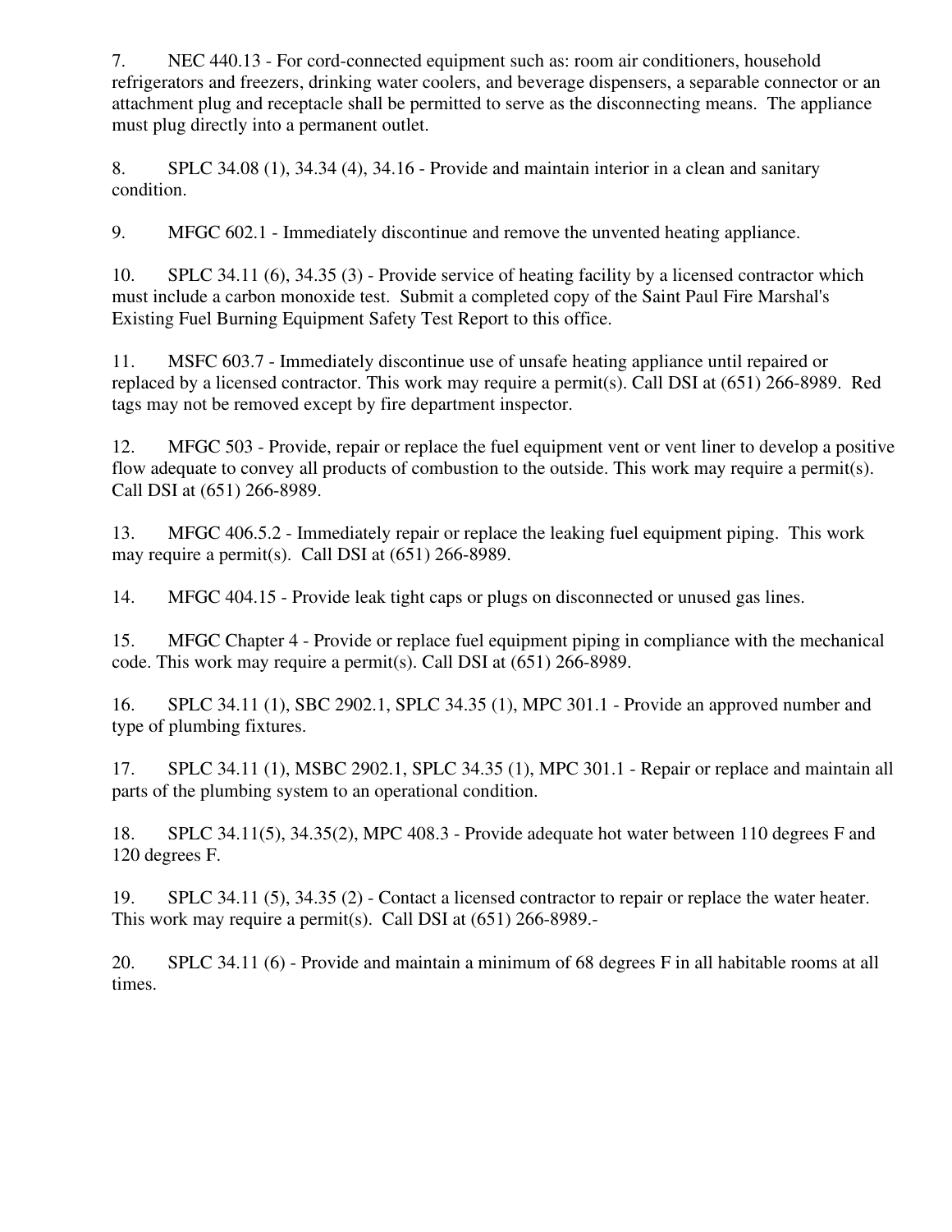7. NEC 440.13 - For cord-connected equipment such as: room air conditioners, household refrigerators and freezers, drinking water coolers, and beverage dispensers, a separable connector or an attachment plug and receptacle shall be permitted to serve as the disconnecting means. The appliance must plug directly into a permanent outlet.

8. SPLC 34.08 (1), 34.34 (4), 34.16 - Provide and maintain interior in a clean and sanitary condition.

9. MFGC 602.1 - Immediately discontinue and remove the unvented heating appliance.

10. SPLC 34.11 (6), 34.35 (3) - Provide service of heating facility by a licensed contractor which must include a carbon monoxide test. Submit a completed copy of the Saint Paul Fire Marshal's Existing Fuel Burning Equipment Safety Test Report to this office.

11. MSFC 603.7 - Immediately discontinue use of unsafe heating appliance until repaired or replaced by a licensed contractor. This work may require a permit(s). Call DSI at (651) 266-8989. Red tags may not be removed except by fire department inspector.

12. MFGC 503 - Provide, repair or replace the fuel equipment vent or vent liner to develop a positive flow adequate to convey all products of combustion to the outside. This work may require a permit(s). Call DSI at (651) 266-8989.

13. MFGC 406.5.2 - Immediately repair or replace the leaking fuel equipment piping. This work may require a permit(s). Call DSI at (651) 266-8989.

14. MFGC 404.15 - Provide leak tight caps or plugs on disconnected or unused gas lines.

15. MFGC Chapter 4 - Provide or replace fuel equipment piping in compliance with the mechanical code. This work may require a permit(s). Call DSI at (651) 266-8989.

16. SPLC 34.11 (1), SBC 2902.1, SPLC 34.35 (1), MPC 301.1 - Provide an approved number and type of plumbing fixtures.

17. SPLC 34.11 (1), MSBC 2902.1, SPLC 34.35 (1), MPC 301.1 - Repair or replace and maintain all parts of the plumbing system to an operational condition.

18. SPLC 34.11(5), 34.35(2), MPC 408.3 - Provide adequate hot water between 110 degrees F and 120 degrees F.

19. SPLC 34.11 (5), 34.35 (2) - Contact a licensed contractor to repair or replace the water heater. This work may require a permit(s). Call DSI at (651) 266-8989.-

20. SPLC 34.11 (6) - Provide and maintain a minimum of 68 degrees F in all habitable rooms at all times.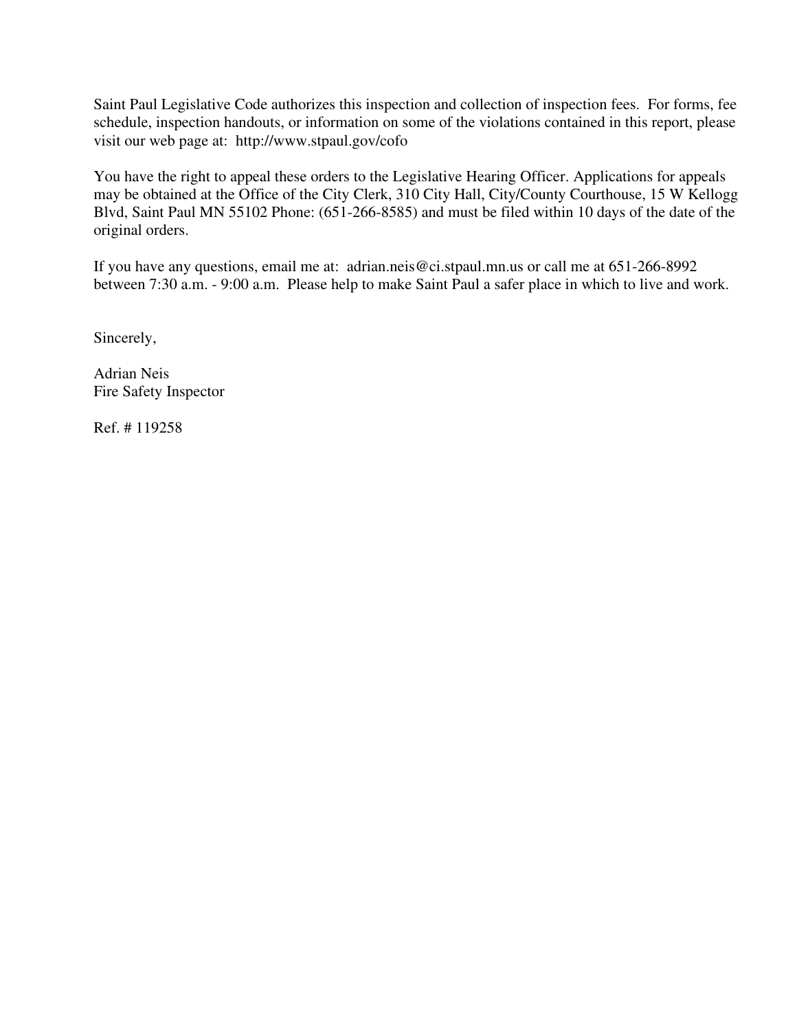Saint Paul Legislative Code authorizes this inspection and collection of inspection fees. For forms, fee schedule, inspection handouts, or information on some of the violations contained in this report, please visit our web page at: http://www.stpaul.gov/cofo

You have the right to appeal these orders to the Legislative Hearing Officer. Applications for appeals may be obtained at the Office of the City Clerk, 310 City Hall, City/County Courthouse, 15 W Kellogg Blvd, Saint Paul MN 55102 Phone: (651-266-8585) and must be filed within 10 days of the date of the original orders.

If you have any questions, email me at: adrian.neis@ci.stpaul.mn.us or call me at 651-266-8992 between 7:30 a.m. - 9:00 a.m. Please help to make Saint Paul a safer place in which to live and work.

Sincerely,

Adrian Neis
Fire Safety Inspector

Ref. # 119258